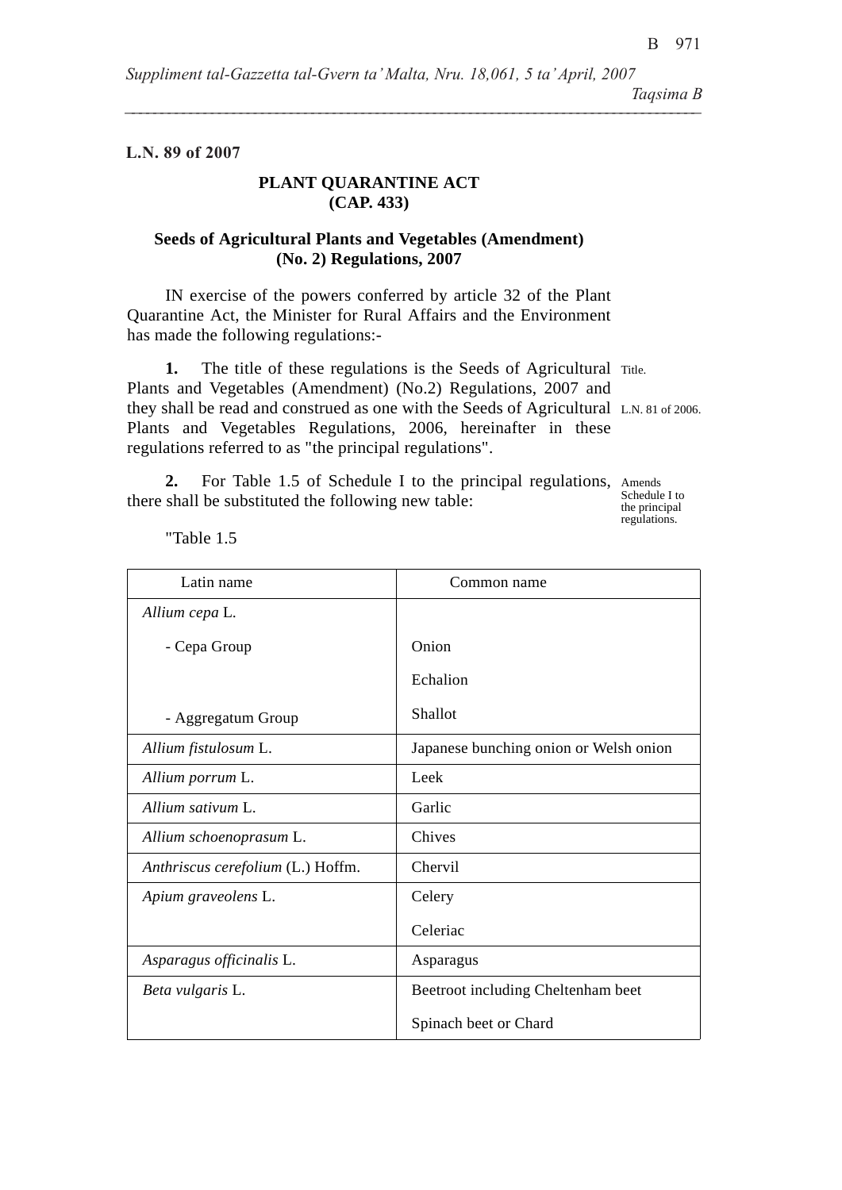**L.N. 89 of 2007**

**PLANT QUARANTINE ACT**
**(CAP. 433)**

**Seeds of Agricultural Plants and Vegetables (Amendment) (No. 2) Regulations, 2007**

IN exercise of the powers conferred by article 32 of the Plant Quarantine Act, the Minister for Rural Affairs and the Environment has made the following regulations:-

Title.

L.N. 81 of 2006.

**1.** The title of these regulations is the Seeds of Agricultural Plants and Vegetables (Amendment) (No.2) Regulations, 2007 and they shall be read and construed as one with the Seeds of Agricultural Plants and Vegetables Regulations, 2006, hereinafter in these regulations referred to as "the principal regulations".

Amends Schedule I to the principal regulations.

**2.** For Table 1.5 of Schedule I to the principal regulations, there shall be substituted the following new table:

"Table 1.5

| Latin name | Common name |
|---|---|
| *Allium cepa* L. | |
| - Cepa Group | Onion<br>Echalion |
| - Aggregatum Group | Shallot |
| *Allium fistulosum* L. | Japanese bunching onion or Welsh onion |
| *Allium porrum* L. | Leek |
| *Allium sativum* L. | Garlic |
| *Allium schoenoprasum* L. | Chives |
| *Anthriscus cerefolium* (L.) Hoffm. | Chervil |
| *Apium graveolens* L. | Celery<br>Celeriac |
| *Asparagus officinalis* L. | Asparagus |
| *Beta vulgaris* L. | Beetroot including Cheltenham beet<br>Spinach beet or Chard |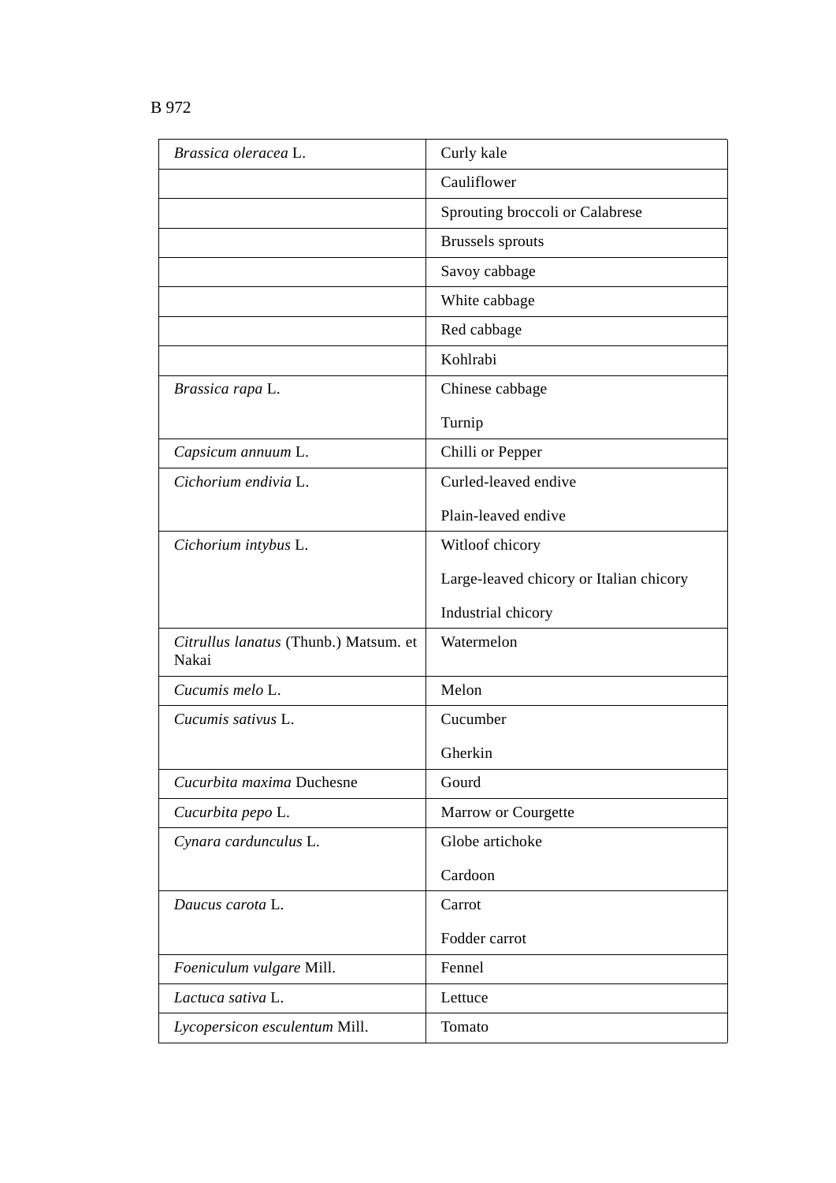B 972

| | |
|---|---|
| *Brassica oleracea* L. | Curly kale |
| | Cauliflower |
| | Sprouting broccoli or Calabrese |
| | Brussels sprouts |
| | Savoy cabbage |
| | White cabbage |
| | Red cabbage |
| | Kohlrabi |
| *Brassica rapa* L. | Chinese cabbage<br>Turnip |
| *Capsicum annuum* L. | Chilli or Pepper |
| *Cichorium endivia* L. | Curled-leaved endive<br>Plain-leaved endive |
| *Cichorium intybus* L. | Witloof chicory<br>Large-leaved chicory or Italian chicory<br>Industrial chicory |
| *Citrullus lanatus* (Thunb.) Matsum. et Nakai | Watermelon |
| *Cucumis melo* L. | Melon |
| *Cucumis sativus* L. | Cucumber<br>Gherkin |
| *Cucurbita maxima* Duchesne | Gourd |
| *Cucurbita pepo* L. | Marrow or Courgette |
| *Cynara cardunculus* L. | Globe artichoke<br>Cardoon |
| *Daucus carota* L. | Carrot<br>Fodder carrot |
| *Foeniculum vulgare* Mill. | Fennel |
| *Lactuca sativa* L. | Lettuce |
| *Lycopersicon esculentum* Mill. | Tomato |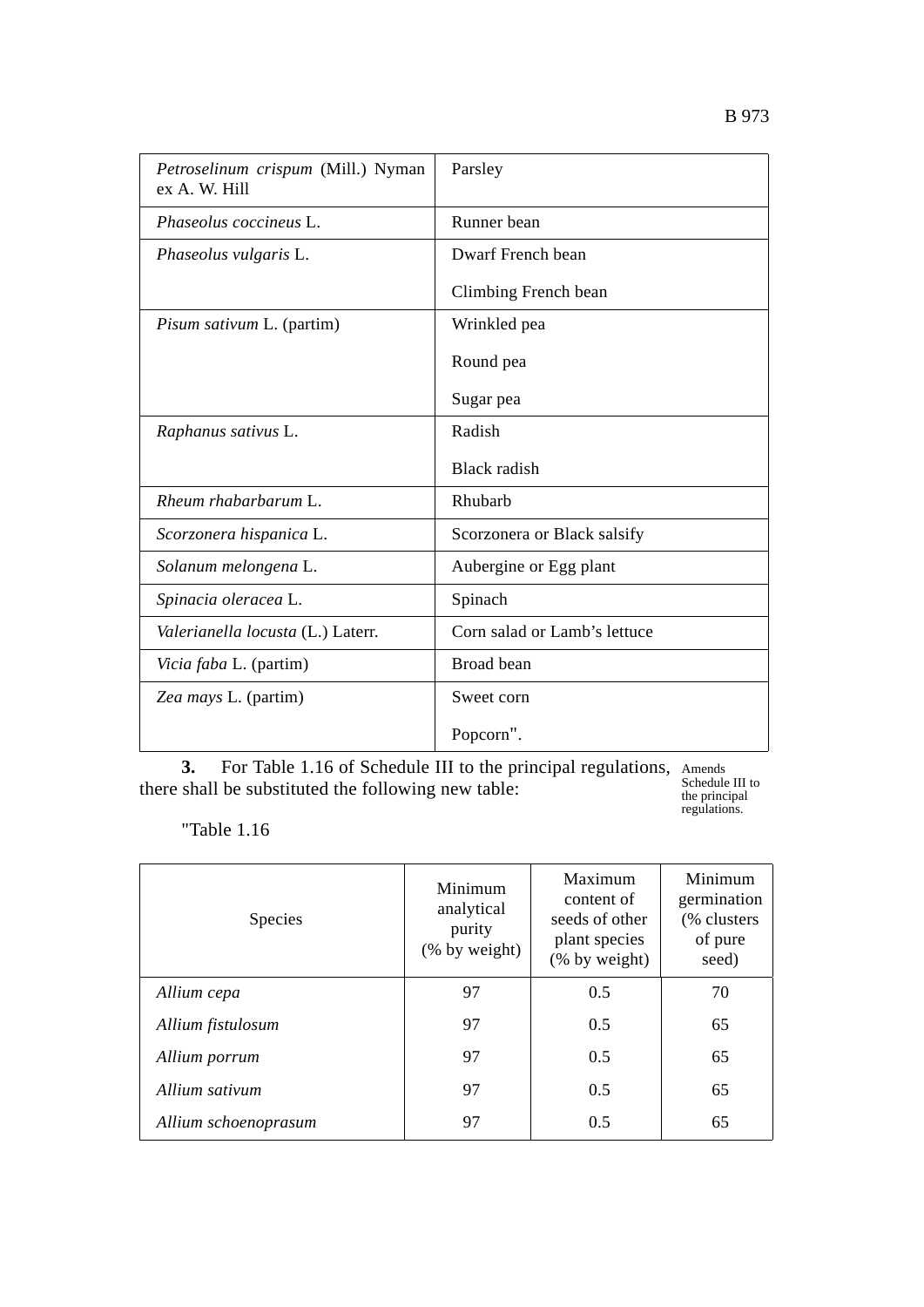| | |
|---|---|
| *Petroselinum crispum* (Mill.) Nyman ex A. W. Hill | Parsley |
| *Phaseolus coccineus* L. | Runner bean |
| *Phaseolus vulgaris* L. | Dwarf French bean<br><br>Climbing French bean |
| *Pisum sativum* L. (partim) | Wrinkled pea<br><br>Round pea<br><br>Sugar pea |
| *Raphanus sativus* L. | Radish<br><br>Black radish |
| *Rheum rhabarbarum* L. | Rhubarb |
| *Scorzonera hispanica* L. | Scorzonera or Black salsify |
| *Solanum melongena* L. | Aubergine or Egg plant |
| *Spinacia oleracea* L. | Spinach |
| *Valerianella locusta* (L.) Laterr. | Corn salad or Lamb's lettuce |
| *Vicia faba* L. (partim) | Broad bean |
| *Zea mays* L. (partim) | Sweet corn<br><br>Popcorn". |

**3.** For Table 1.16 of Schedule III to the principal regulations, there shall be substituted the following new table:

Amends Schedule III to the principal regulations.

"Table 1.16

| Species | Minimum analytical purity (% by weight) | Maximum content of seeds of other plant species (% by weight) | Minimum germination (% clusters of pure seed) |
|---|---|---|---|
| *Allium cepa* | 97 | 0.5 | 70 |
| *Allium fistulosum* | 97 | 0.5 | 65 |
| *Allium porrum* | 97 | 0.5 | 65 |
| *Allium sativum* | 97 | 0.5 | 65 |
| *Allium schoenoprasum* | 97 | 0.5 | 65 |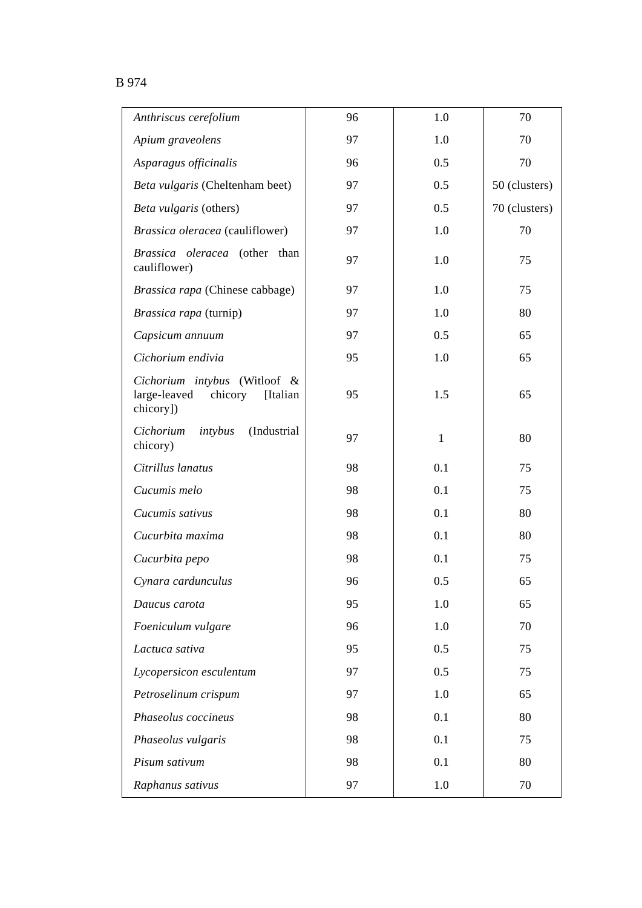| | | | |
|---|---|---|---|
| *Anthriscus cerefolium* | 96 | 1.0 | 70 |
| *Apium graveolens* | 97 | 1.0 | 70 |
| *Asparagus officinalis* | 96 | 0.5 | 70 |
| *Beta vulgaris* (Cheltenham beet) | 97 | 0.5 | 50 (clusters) |
| *Beta vulgaris* (others) | 97 | 0.5 | 70 (clusters) |
| *Brassica oleracea* (cauliflower) | 97 | 1.0 | 70 |
| *Brassica oleracea* (other than cauliflower) | 97 | 1.0 | 75 |
| *Brassica rapa* (Chinese cabbage) | 97 | 1.0 | 75 |
| *Brassica rapa* (turnip) | 97 | 1.0 | 80 |
| *Capsicum annuum* | 97 | 0.5 | 65 |
| *Cichorium endivia* | 95 | 1.0 | 65 |
| *Cichorium intybus* (Witloof & large-leaved chicory [Italian chicory]) | 95 | 1.5 | 65 |
| *Cichorium intybus* (Industrial chicory) | 97 | 1 | 80 |
| *Citrillus lanatus* | 98 | 0.1 | 75 |
| *Cucumis melo* | 98 | 0.1 | 75 |
| *Cucumis sativus* | 98 | 0.1 | 80 |
| *Cucurbita maxima* | 98 | 0.1 | 80 |
| *Cucurbita pepo* | 98 | 0.1 | 75 |
| *Cynara cardunculus* | 96 | 0.5 | 65 |
| *Daucus carota* | 95 | 1.0 | 65 |
| *Foeniculum vulgare* | 96 | 1.0 | 70 |
| *Lactuca sativa* | 95 | 0.5 | 75 |
| *Lycopersicon esculentum* | 97 | 0.5 | 75 |
| *Petroselinum crispum* | 97 | 1.0 | 65 |
| *Phaseolus coccineus* | 98 | 0.1 | 80 |
| *Phaseolus vulgaris* | 98 | 0.1 | 75 |
| *Pisum sativum* | 98 | 0.1 | 80 |
| *Raphanus sativus* | 97 | 1.0 | 70 |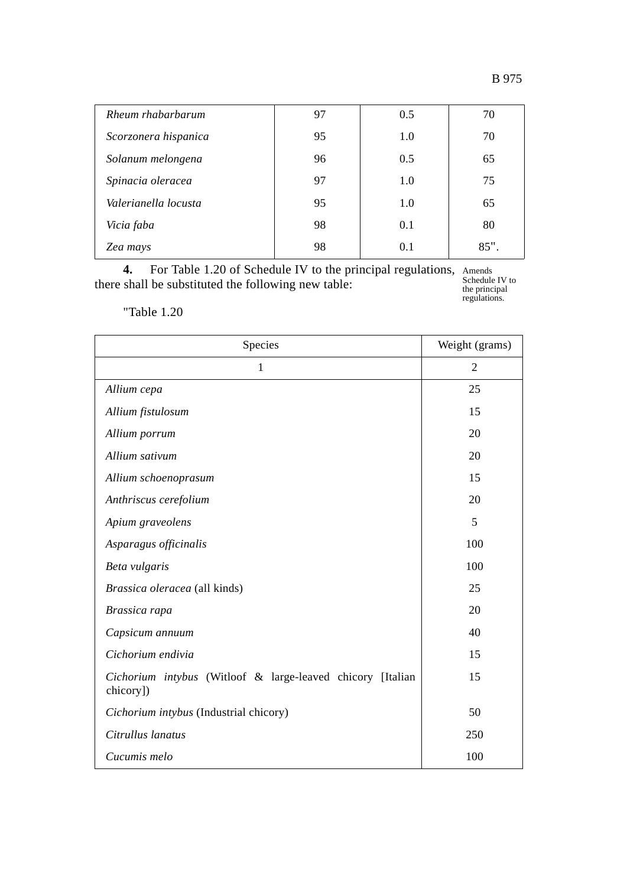| | | | |
|---|---|---|---|
| *Rheum rhabarbarum* | 97 | 0.5 | 70 |
| *Scorzonera hispanica* | 95 | 1.0 | 70 |
| *Solanum melongena* | 96 | 0.5 | 65 |
| *Spinacia oleracea* | 97 | 1.0 | 75 |
| *Valerianella locusta* | 95 | 1.0 | 65 |
| *Vicia faba* | 98 | 0.1 | 80 |
| *Zea mays* | 98 | 0.1 | 85". |

**4.** For Table 1.20 of Schedule IV to the principal regulations, there shall be substituted the following new table:

Amends Schedule IV to the principal regulations.

"Table 1.20

| Species | Weight (grams) |
|---|---|
| 1 | 2 |
| *Allium cepa* | 25 |
| *Allium fistulosum* | 15 |
| *Allium porrum* | 20 |
| *Allium sativum* | 20 |
| *Allium schoenoprasum* | 15 |
| *Anthriscus cerefolium* | 20 |
| *Apium graveolens* | 5 |
| *Asparagus officinalis* | 100 |
| *Beta vulgaris* | 100 |
| *Brassica oleracea* (all kinds) | 25 |
| *Brassica rapa* | 20 |
| *Capsicum annuum* | 40 |
| *Cichorium endivia* | 15 |
| *Cichorium intybus* (Witloof & large-leaved chicory [Italian chicory]) | 15 |
| *Cichorium intybus* (Industrial chicory) | 50 |
| *Citrullus lanatus* | 250 |
| *Cucumis melo* | 100 |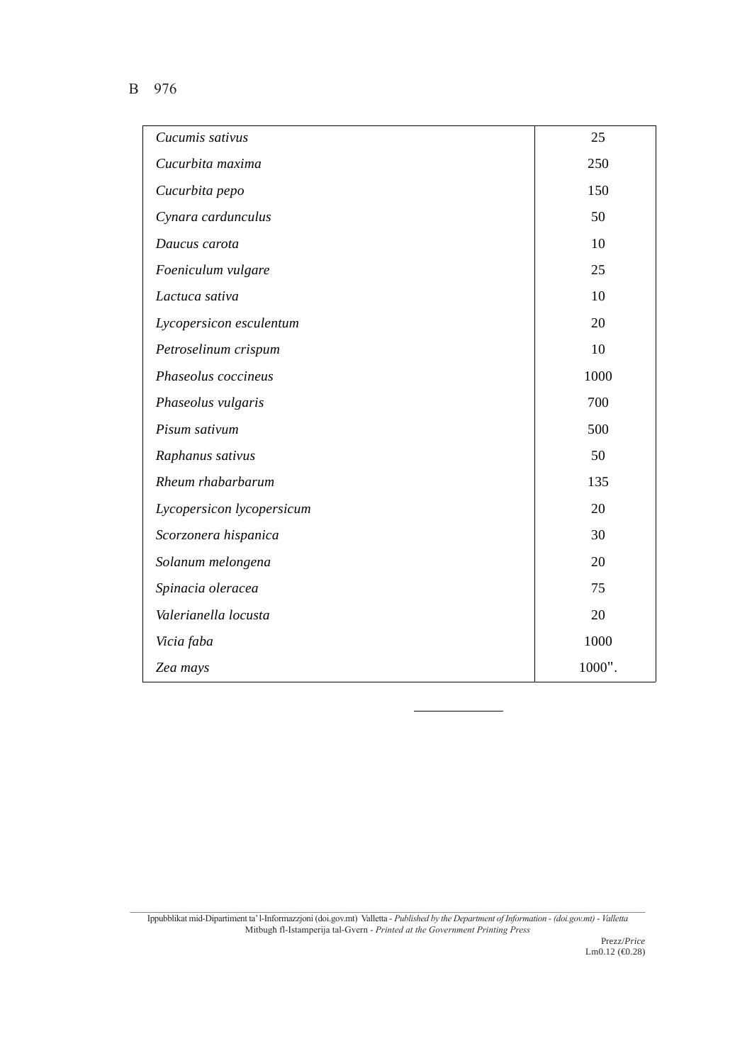| | |
|---|---|
| *Cucumis sativus* | 25 |
| *Cucurbita maxima* | 250 |
| *Cucurbita pepo* | 150 |
| *Cynara cardunculus* | 50 |
| *Daucus carota* | 10 |
| *Foeniculum vulgare* | 25 |
| *Lactuca sativa* | 10 |
| *Lycopersicon esculentum* | 20 |
| *Petroselinum crispum* | 10 |
| *Phaseolus coccineus* | 1000 |
| *Phaseolus vulgaris* | 700 |
| *Pisum sativum* | 500 |
| *Raphanus sativus* | 50 |
| *Rheum rhabarbarum* | 135 |
| *Lycopersicon lycopersicum* | 20 |
| *Scorzonera hispanica* | 30 |
| *Solanum melongena* | 20 |
| *Spinacia oleracea* | 75 |
| *Valerianella locusta* | 20 |
| *Vicia faba* | 1000 |
| *Zea mays* | 1000". |

---

Ippubblikat mid-Dipartiment ta' l-Informazzjoni (doi.gov.mt) Valletta - *Published by the Department of Information - (doi.gov.mt) - Valletta*
Mitbugh fl-Istamperija tal-Gvern - *Printed at the Government Printing Press*

Prezz/*Price*
Lm0.12 (€0.28)